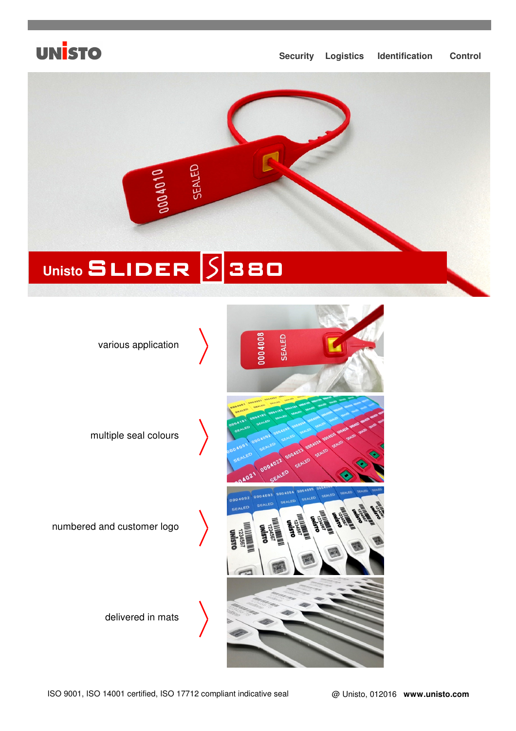UNISTO

Security Logistics Identification Control

# Unisto SLIDER 380

various application

multiple seal colours

numbered and customer logo

delivered in mats

ISO 9001, ISO 14001 certified, ISO 17712 compliant indicative seal

@ Unisto, 012016 **www.unisto.com**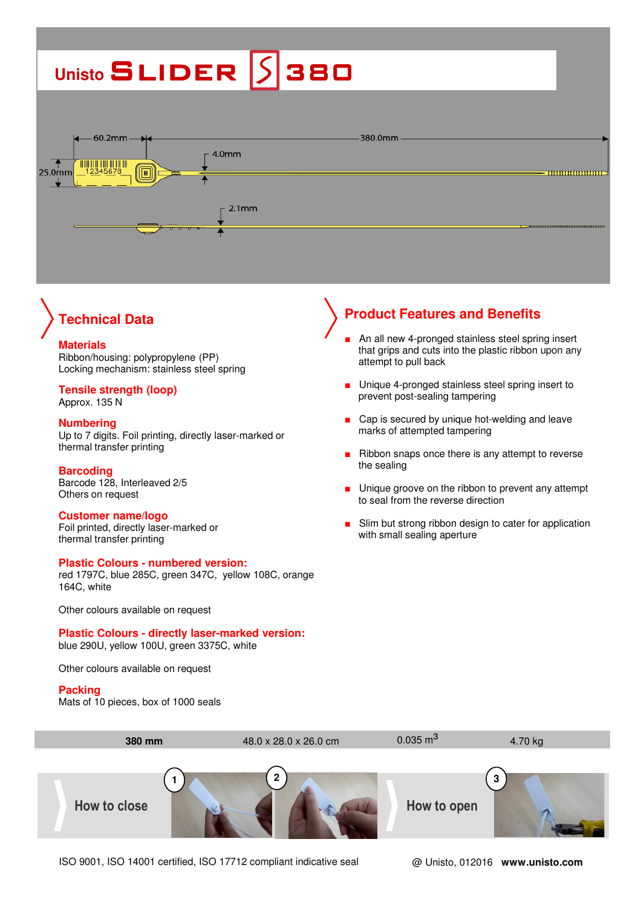# Unisto SLIDER 380

60.2mm
380.0mm
25.0mm
4.0mm
2.1mm

## Technical Data

**Materials**
Ribbon/housing: polypropylene (PP)
Locking mechanism: stainless steel spring

**Tensile strength (loop)**
Approx. 135 N

**Numbering**
Up to 7 digits. Foil printing, directly laser-marked or thermal transfer printing

**Barcoding**
Barcode 128, Interleaved 2/5
Others on request

**Customer name/logo**
Foil printed, directly laser-marked or thermal transfer printing

**Plastic Colours - numbered version:**
red 1797C, blue 285C, green 347C, yellow 108C, orange 164C, white

Other colours available on request

**Plastic Colours - directly laser-marked version:**
blue 290U, yellow 100U, green 3375C, white

Other colours available on request

**Packing**
Mats of 10 pieces, box of 1000 seals

## Product Features and Benefits

- An all new 4-pronged stainless steel spring insert that grips and cuts into the plastic ribbon upon any attempt to pull back
- Unique 4-pronged stainless steel spring insert to prevent post-sealing tampering
- Cap is secured by unique hot-welding and leave marks of attempted tampering
- Ribbon snaps once there is any attempt to reverse the sealing
- Unique groove on the ribbon to prevent any attempt to seal from the reverse direction
- Slim but strong ribbon design to cater for application with small sealing aperture

| | | | |
|---|---|---|---|
| **380 mm** | 48.0 x 28.0 x 26.0 cm | 0.035 $m^3$ | 4.70 kg |

**How to close** 1 2

**How to open** 3

ISO 9001, ISO 14001 certified, ISO 17712 compliant indicative seal

@ Unisto, 012016 **www.unisto.com**